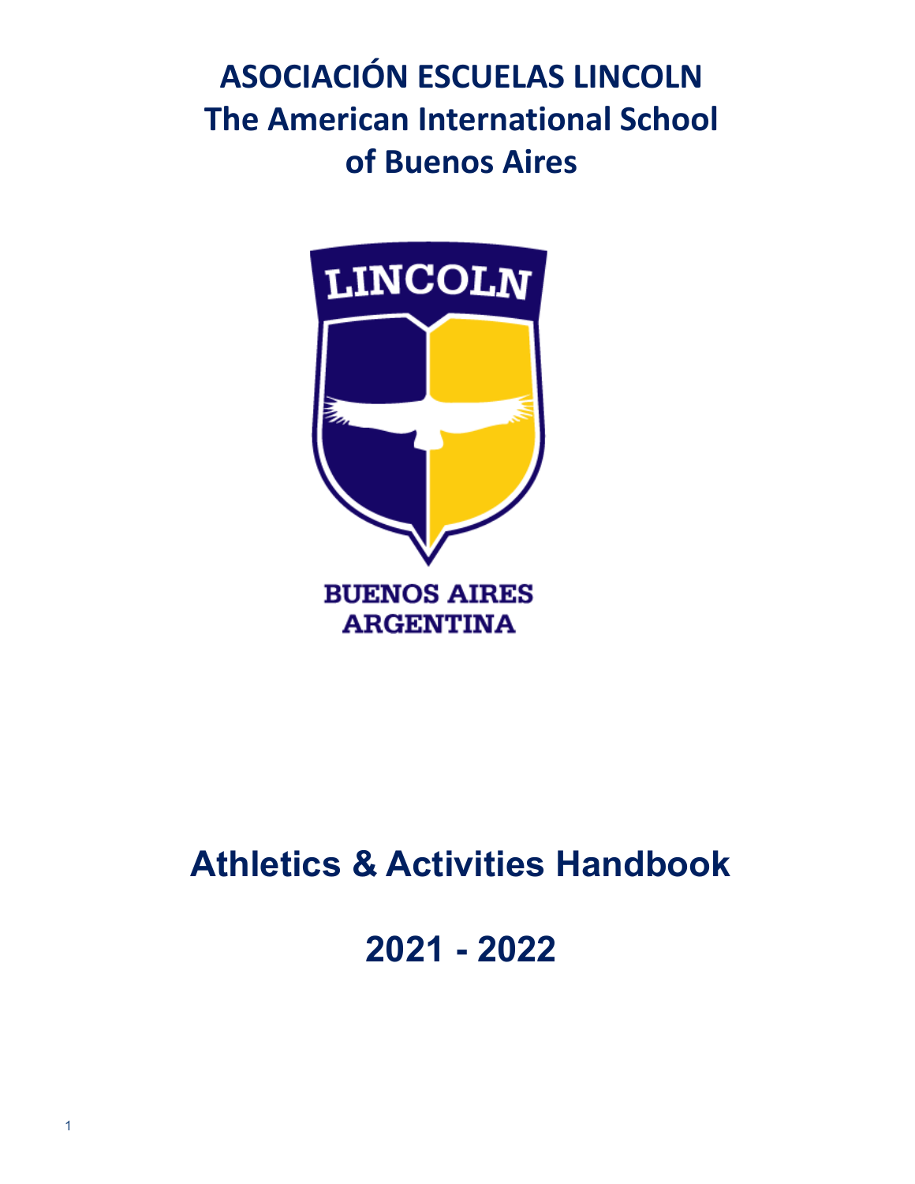# ASOCIACIÓN ESCUELAS LINCOLN
# The American International School of Buenos Aires

LINCOLN

BUENOS AIRES
ARGENTINA

# Athletics & Activities Handbook

# 2021 - 2022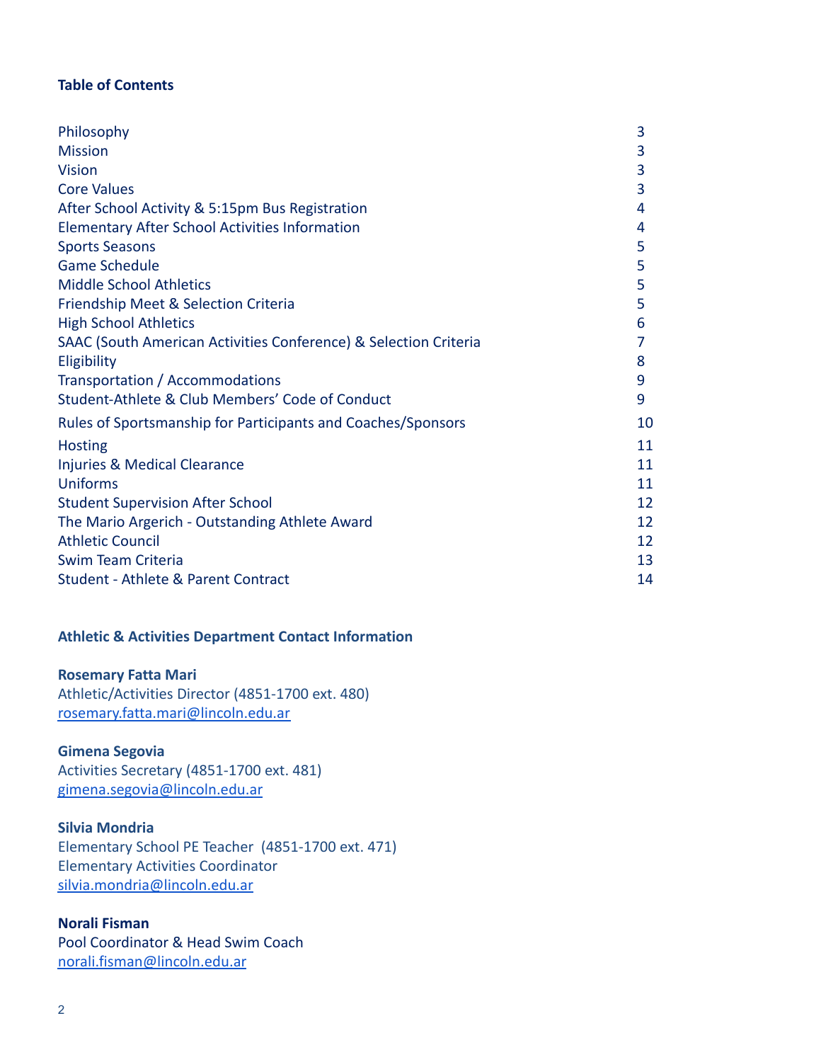## Table of Contents

| | |
|---|---|
| Philosophy | 3 |
| Mission | 3 |
| Vision | 3 |
| Core Values | 3 |
| After School Activity & 5:15pm Bus Registration | 4 |
| Elementary After School Activities Information | 4 |
| Sports Seasons | 5 |
| Game Schedule | 5 |
| Middle School Athletics | 5 |
| Friendship Meet & Selection Criteria | 5 |
| High School Athletics | 6 |
| SAAC (South American Activities Conference) & Selection Criteria | 7 |
| Eligibility | 8 |
| Transportation / Accommodations | 9 |
| Student-Athlete & Club Members' Code of Conduct | 9 |
| Rules of Sportsmanship for Participants and Coaches/Sponsors | 10 |
| Hosting | 11 |
| Injuries & Medical Clearance | 11 |
| Uniforms | 11 |
| Student Supervision After School | 12 |
| The Mario Argerich - Outstanding Athlete Award | 12 |
| Athletic Council | 12 |
| Swim Team Criteria | 13 |
| Student - Athlete & Parent Contract | 14 |

## Athletic & Activities Department Contact Information

**Rosemary Fatta Mari**
Athletic/Activities Director (4851-1700 ext. 480)
rosemary.fatta.mari@lincoln.edu.ar

**Gimena Segovia**
Activities Secretary (4851-1700 ext. 481)
gimena.segovia@lincoln.edu.ar

**Silvia Mondria**
Elementary School PE Teacher (4851-1700 ext. 471)
Elementary Activities Coordinator
silvia.mondria@lincoln.edu.ar

**Norali Fisman**
Pool Coordinator & Head Swim Coach
norali.fisman@lincoln.edu.ar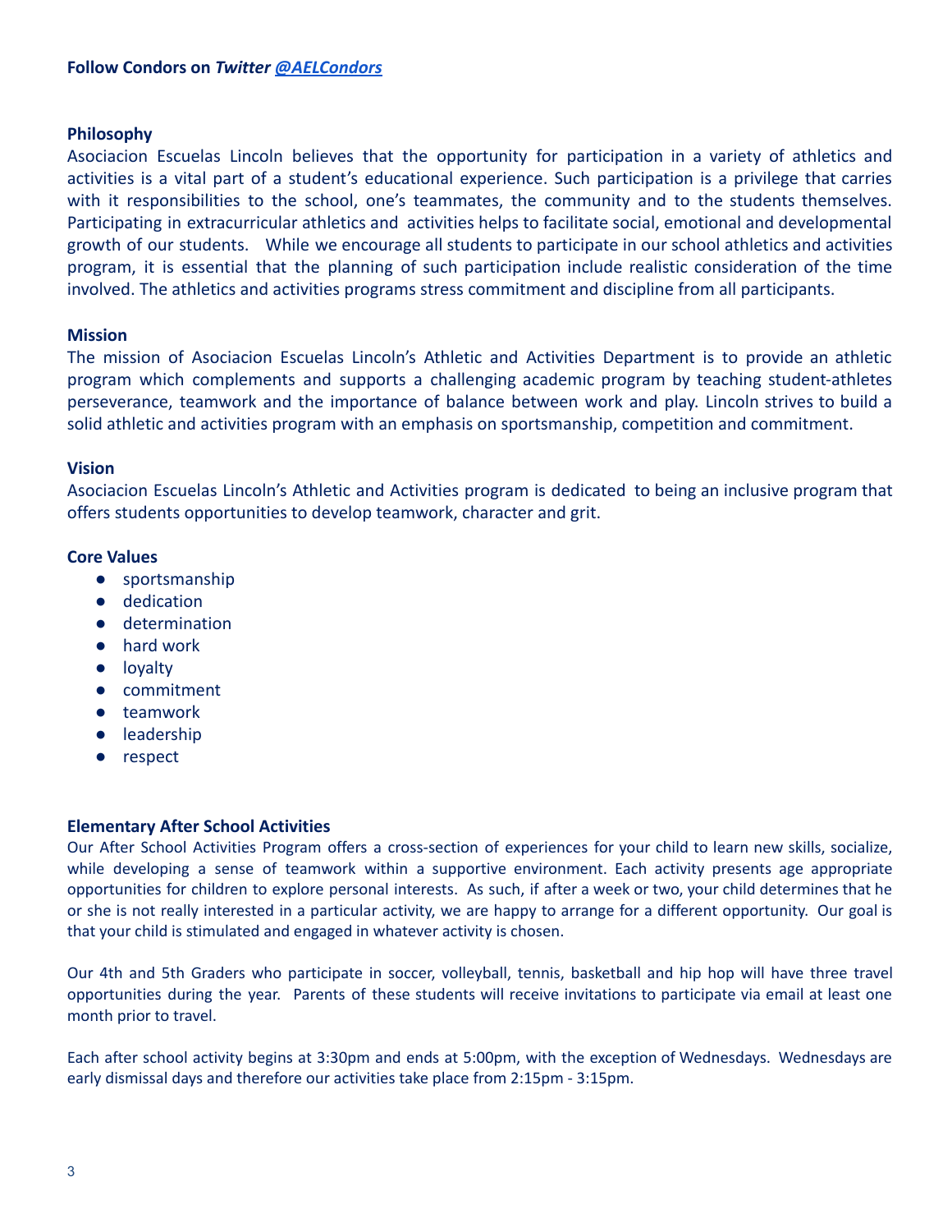**Follow Condors on *Twitter [@AELCondors](https://twitter.com/AELCondors)***

## Philosophy

Asociacion Escuelas Lincoln believes that the opportunity for participation in a variety of athletics and activities is a vital part of a student's educational experience. Such participation is a privilege that carries with it responsibilities to the school, one's teammates, the community and to the students themselves. Participating in extracurricular athletics and activities helps to facilitate social, emotional and developmental growth of our students. While we encourage all students to participate in our school athletics and activities program, it is essential that the planning of such participation include realistic consideration of the time involved. The athletics and activities programs stress commitment and discipline from all participants.

## Mission

The mission of Asociacion Escuelas Lincoln's Athletic and Activities Department is to provide an athletic program which complements and supports a challenging academic program by teaching student-athletes perseverance, teamwork and the importance of balance between work and play. Lincoln strives to build a solid athletic and activities program with an emphasis on sportsmanship, competition and commitment.

## Vision

Asociacion Escuelas Lincoln's Athletic and Activities program is dedicated to being an inclusive program that offers students opportunities to develop teamwork, character and grit.

## Core Values

- sportsmanship
- dedication
- determination
- hard work
- loyalty
- commitment
- teamwork
- leadership
- respect

## Elementary After School Activities

Our After School Activities Program offers a cross-section of experiences for your child to learn new skills, socialize, while developing a sense of teamwork within a supportive environment. Each activity presents age appropriate opportunities for children to explore personal interests. As such, if after a week or two, your child determines that he or she is not really interested in a particular activity, we are happy to arrange for a different opportunity. Our goal is that your child is stimulated and engaged in whatever activity is chosen.

Our 4th and 5th Graders who participate in soccer, volleyball, tennis, basketball and hip hop will have three travel opportunities during the year. Parents of these students will receive invitations to participate via email at least one month prior to travel.

Each after school activity begins at 3:30pm and ends at 5:00pm, with the exception of Wednesdays. Wednesdays are early dismissal days and therefore our activities take place from 2:15pm - 3:15pm.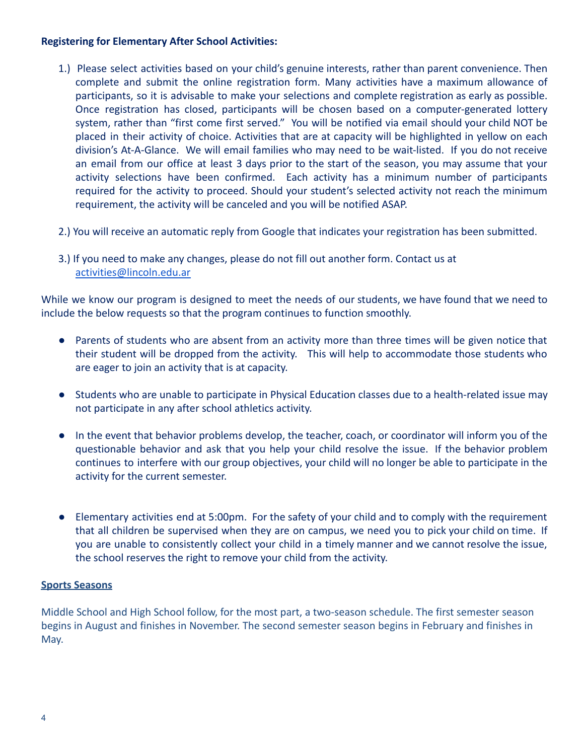**Registering for Elementary After School Activities:**

1.) Please select activities based on your child's genuine interests, rather than parent convenience. Then complete and submit the online registration form. Many activities have a maximum allowance of participants, so it is advisable to make your selections and complete registration as early as possible. Once registration has closed, participants will be chosen based on a computer-generated lottery system, rather than "first come first served." You will be notified via email should your child NOT be placed in their activity of choice. Activities that are at capacity will be highlighted in yellow on each division's At-A-Glance. We will email families who may need to be wait-listed. If you do not receive an email from our office at least 3 days prior to the start of the season, you may assume that your activity selections have been confirmed. Each activity has a minimum number of participants required for the activity to proceed. Should your student's selected activity not reach the minimum requirement, the activity will be canceled and you will be notified ASAP.

2.) You will receive an automatic reply from Google that indicates your registration has been submitted.

3.) If you need to make any changes, please do not fill out another form. Contact us at [activities@lincoln.edu.ar](mailto:activities@lincoln.edu.ar)

While we know our program is designed to meet the needs of our students, we have found that we need to include the below requests so that the program continues to function smoothly.

- Parents of students who are absent from an activity more than three times will be given notice that their student will be dropped from the activity. This will help to accommodate those students who are eager to join an activity that is at capacity.
- Students who are unable to participate in Physical Education classes due to a health-related issue may not participate in any after school athletics activity.
- In the event that behavior problems develop, the teacher, coach, or coordinator will inform you of the questionable behavior and ask that you help your child resolve the issue. If the behavior problem continues to interfere with our group objectives, your child will no longer be able to participate in the activity for the current semester.
- Elementary activities end at 5:00pm. For the safety of your child and to comply with the requirement that all children be supervised when they are on campus, we need you to pick your child on time. If you are unable to consistently collect your child in a timely manner and we cannot resolve the issue, the school reserves the right to remove your child from the activity.

**Sports Seasons**

Middle School and High School follow, for the most part, a two-season schedule. The first semester season begins in August and finishes in November. The second semester season begins in February and finishes in May.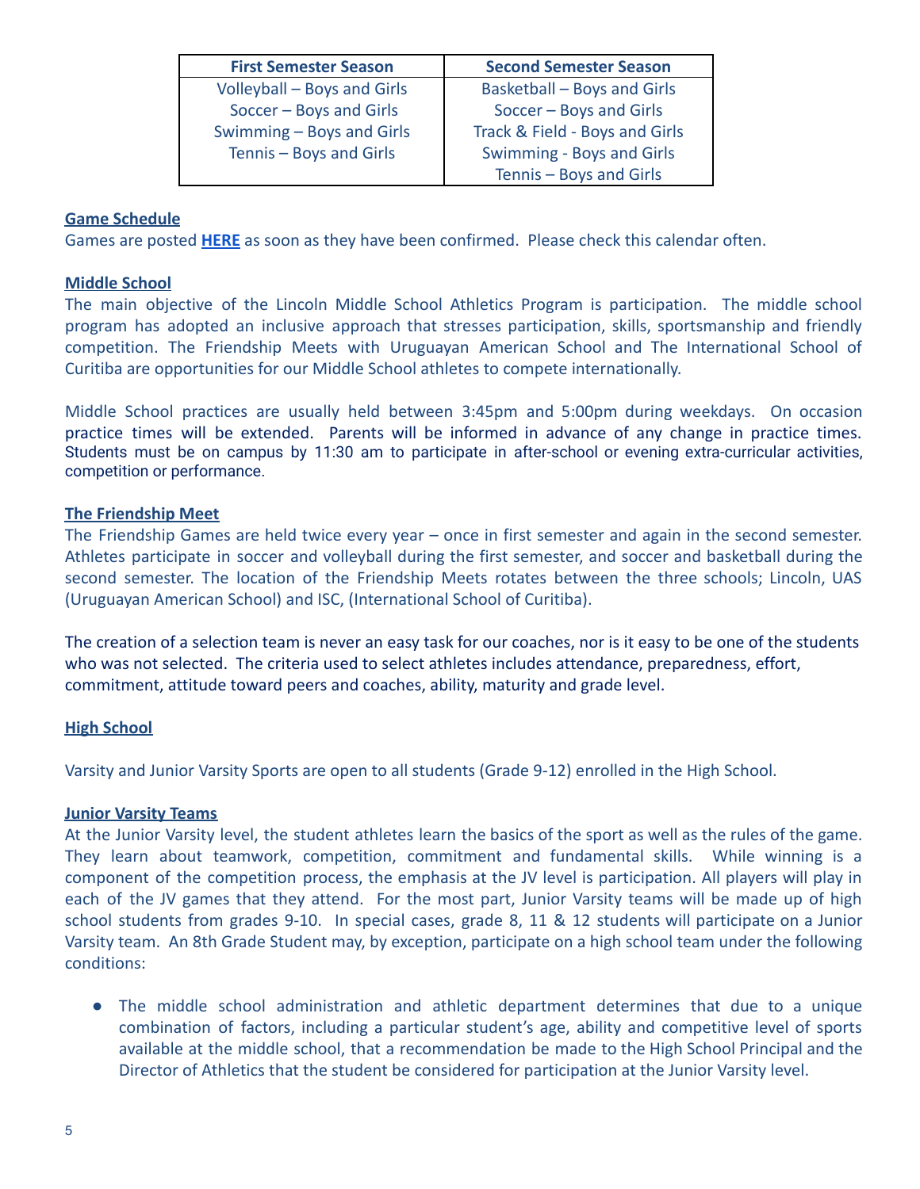| First Semester Season | Second Semester Season |
|---|---|
| Volleyball – Boys and Girls | Basketball – Boys and Girls |
| Soccer – Boys and Girls | Soccer – Boys and Girls |
| Swimming – Boys and Girls | Track & Field - Boys and Girls |
| Tennis – Boys and Girls | Swimming - Boys and Girls |
| | Tennis – Boys and Girls |

**Game Schedule**

Games are posted **HERE** as soon as they have been confirmed. Please check this calendar often.

**Middle School**

The main objective of the Lincoln Middle School Athletics Program is participation. The middle school program has adopted an inclusive approach that stresses participation, skills, sportsmanship and friendly competition. The Friendship Meets with Uruguayan American School and The International School of Curitiba are opportunities for our Middle School athletes to compete internationally.

Middle School practices are usually held between 3:45pm and 5:00pm during weekdays. On occasion practice times will be extended. Parents will be informed in advance of any change in practice times. Students must be on campus by 11:30 am to participate in after-school or evening extra-curricular activities, competition or performance.

**The Friendship Meet**

The Friendship Games are held twice every year – once in first semester and again in the second semester. Athletes participate in soccer and volleyball during the first semester, and soccer and basketball during the second semester. The location of the Friendship Meets rotates between the three schools; Lincoln, UAS (Uruguayan American School) and ISC, (International School of Curitiba).

The creation of a selection team is never an easy task for our coaches, nor is it easy to be one of the students who was not selected. The criteria used to select athletes includes attendance, preparedness, effort, commitment, attitude toward peers and coaches, ability, maturity and grade level.

**High School**

Varsity and Junior Varsity Sports are open to all students (Grade 9-12) enrolled in the High School.

**Junior Varsity Teams**

At the Junior Varsity level, the student athletes learn the basics of the sport as well as the rules of the game. They learn about teamwork, competition, commitment and fundamental skills. While winning is a component of the competition process, the emphasis at the JV level is participation. All players will play in each of the JV games that they attend. For the most part, Junior Varsity teams will be made up of high school students from grades 9-10. In special cases, grade 8, 11 & 12 students will participate on a Junior Varsity team. An 8th Grade Student may, by exception, participate on a high school team under the following conditions:

- The middle school administration and athletic department determines that due to a unique combination of factors, including a particular student's age, ability and competitive level of sports available at the middle school, that a recommendation be made to the High School Principal and the Director of Athletics that the student be considered for participation at the Junior Varsity level.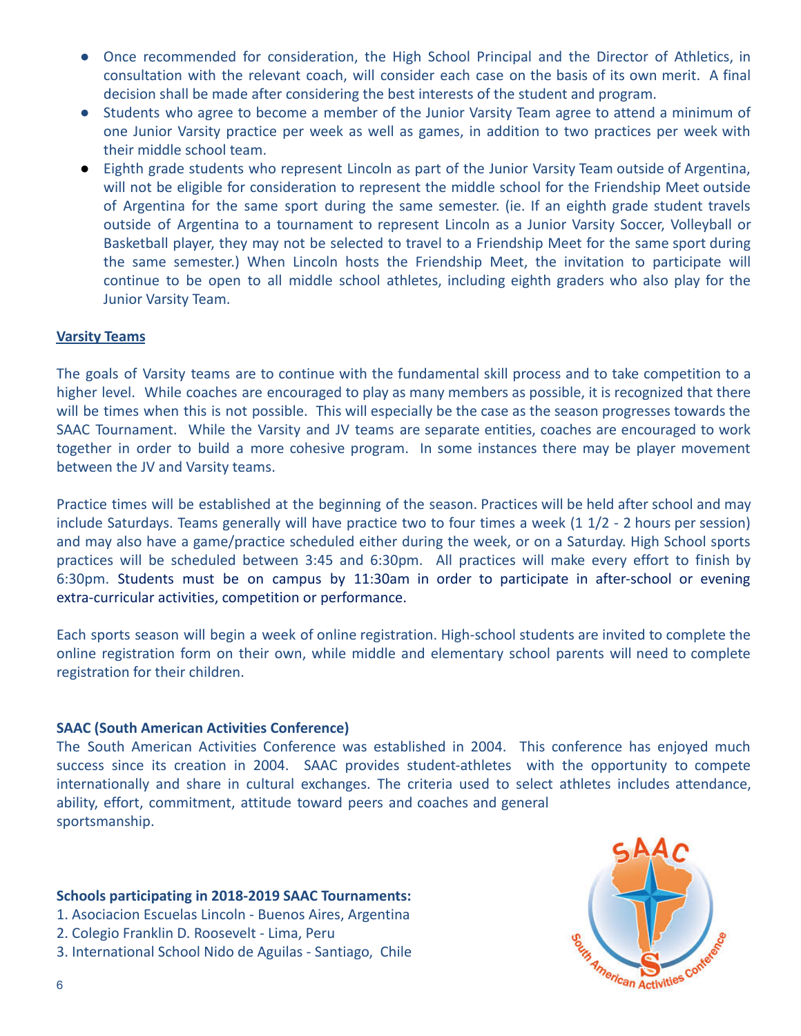- Once recommended for consideration, the High School Principal and the Director of Athletics, in consultation with the relevant coach, will consider each case on the basis of its own merit. A final decision shall be made after considering the best interests of the student and program.
- Students who agree to become a member of the Junior Varsity Team agree to attend a minimum of one Junior Varsity practice per week as well as games, in addition to two practices per week with their middle school team.
- Eighth grade students who represent Lincoln as part of the Junior Varsity Team outside of Argentina, will not be eligible for consideration to represent the middle school for the Friendship Meet outside of Argentina for the same sport during the same semester. (ie. If an eighth grade student travels outside of Argentina to a tournament to represent Lincoln as a Junior Varsity Soccer, Volleyball or Basketball player, they may not be selected to travel to a Friendship Meet for the same sport during the same semester.) When Lincoln hosts the Friendship Meet, the invitation to participate will continue to be open to all middle school athletes, including eighth graders who also play for the Junior Varsity Team.

**Varsity Teams**

The goals of Varsity teams are to continue with the fundamental skill process and to take competition to a higher level. While coaches are encouraged to play as many members as possible, it is recognized that there will be times when this is not possible. This will especially be the case as the season progresses towards the SAAC Tournament. While the Varsity and JV teams are separate entities, coaches are encouraged to work together in order to build a more cohesive program. In some instances there may be player movement between the JV and Varsity teams.

Practice times will be established at the beginning of the season. Practices will be held after school and may include Saturdays. Teams generally will have practice two to four times a week (1 1/2 - 2 hours per session) and may also have a game/practice scheduled either during the week, or on a Saturday. High School sports practices will be scheduled between 3:45 and 6:30pm. All practices will make every effort to finish by 6:30pm. Students must be on campus by 11:30am in order to participate in after-school or evening extra-curricular activities, competition or performance.

Each sports season will begin a week of online registration. High-school students are invited to complete the online registration form on their own, while middle and elementary school parents will need to complete registration for their children.

**SAAC (South American Activities Conference)**

The South American Activities Conference was established in 2004. This conference has enjoyed much success since its creation in 2004. SAAC provides student-athletes with the opportunity to compete internationally and share in cultural exchanges. The criteria used to select athletes includes attendance, ability, effort, commitment, attitude toward peers and coaches and general sportsmanship.

**Schools participating in 2018-2019 SAAC Tournaments:**

1. Asociacion Escuelas Lincoln - Buenos Aires, Argentina
2. Colegio Franklin D. Roosevelt - Lima, Peru
3. International School Nido de Aguilas - Santiago, Chile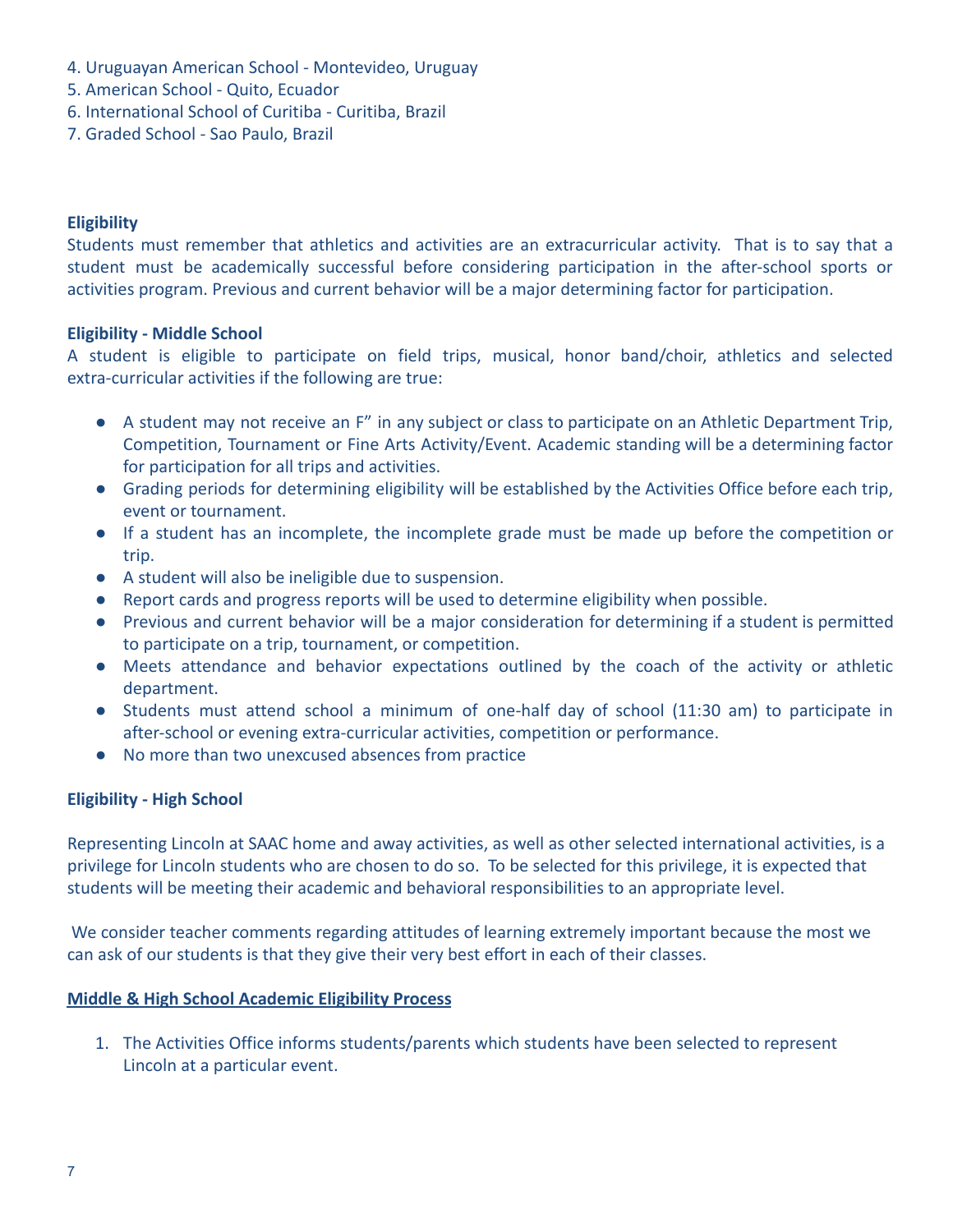4. Uruguayan American School - Montevideo, Uruguay
5. American School - Quito, Ecuador
6. International School of Curitiba - Curitiba, Brazil
7. Graded School - Sao Paulo, Brazil

**Eligibility**

Students must remember that athletics and activities are an extracurricular activity. That is to say that a student must be academically successful before considering participation in the after-school sports or activities program. Previous and current behavior will be a major determining factor for participation.

**Eligibility - Middle School**

A student is eligible to participate on field trips, musical, honor band/choir, athletics and selected extra-curricular activities if the following are true:

- A student may not receive an F" in any subject or class to participate on an Athletic Department Trip, Competition, Tournament or Fine Arts Activity/Event. Academic standing will be a determining factor for participation for all trips and activities.
- Grading periods for determining eligibility will be established by the Activities Office before each trip, event or tournament.
- If a student has an incomplete, the incomplete grade must be made up before the competition or trip.
- A student will also be ineligible due to suspension.
- Report cards and progress reports will be used to determine eligibility when possible.
- Previous and current behavior will be a major consideration for determining if a student is permitted to participate on a trip, tournament, or competition.
- Meets attendance and behavior expectations outlined by the coach of the activity or athletic department.
- Students must attend school a minimum of one-half day of school (11:30 am) to participate in after-school or evening extra-curricular activities, competition or performance.
- No more than two unexcused absences from practice

**Eligibility - High School**

Representing Lincoln at SAAC home and away activities, as well as other selected international activities, is a privilege for Lincoln students who are chosen to do so. To be selected for this privilege, it is expected that students will be meeting their academic and behavioral responsibilities to an appropriate level.

We consider teacher comments regarding attitudes of learning extremely important because the most we can ask of our students is that they give their very best effort in each of their classes.

**Middle & High School Academic Eligibility Process**

1. The Activities Office informs students/parents which students have been selected to represent Lincoln at a particular event.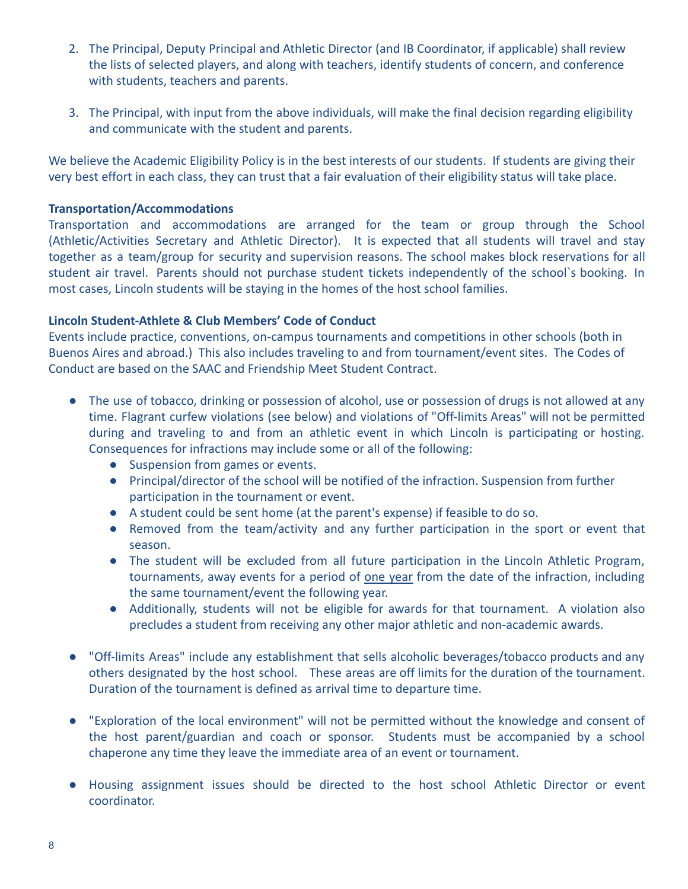2. The Principal, Deputy Principal and Athletic Director (and IB Coordinator, if applicable) shall review the lists of selected players, and along with teachers, identify students of concern, and conference with students, teachers and parents.

3. The Principal, with input from the above individuals, will make the final decision regarding eligibility and communicate with the student and parents.

We believe the Academic Eligibility Policy is in the best interests of our students. If students are giving their very best effort in each class, they can trust that a fair evaluation of their eligibility status will take place.

**Transportation/Accommodations**

Transportation and accommodations are arranged for the team or group through the School (Athletic/Activities Secretary and Athletic Director). It is expected that all students will travel and stay together as a team/group for security and supervision reasons. The school makes block reservations for all student air travel. Parents should not purchase student tickets independently of the school`s booking. In most cases, Lincoln students will be staying in the homes of the host school families.

**Lincoln Student-Athlete & Club Members' Code of Conduct**

Events include practice, conventions, on-campus tournaments and competitions in other schools (both in Buenos Aires and abroad.) This also includes traveling to and from tournament/event sites. The Codes of Conduct are based on the SAAC and Friendship Meet Student Contract.

- The use of tobacco, drinking or possession of alcohol, use or possession of drugs is not allowed at any time. Flagrant curfew violations (see below) and violations of "Off-limits Areas" will not be permitted during and traveling to and from an athletic event in which Lincoln is participating or hosting. Consequences for infractions may include some or all of the following:
  - Suspension from games or events.
  - Principal/director of the school will be notified of the infraction. Suspension from further participation in the tournament or event.
  - A student could be sent home (at the parent's expense) if feasible to do so.
  - Removed from the team/activity and any further participation in the sport or event that season.
  - The student will be excluded from all future participation in the Lincoln Athletic Program, tournaments, away events for a period of <u>one year</u> from the date of the infraction, including the same tournament/event the following year.
  - Additionally, students will not be eligible for awards for that tournament. A violation also precludes a student from receiving any other major athletic and non-academic awards.

- "Off-limits Areas" include any establishment that sells alcoholic beverages/tobacco products and any others designated by the host school. These areas are off limits for the duration of the tournament. Duration of the tournament is defined as arrival time to departure time.

- "Exploration of the local environment" will not be permitted without the knowledge and consent of the host parent/guardian and coach or sponsor. Students must be accompanied by a school chaperone any time they leave the immediate area of an event or tournament.

- Housing assignment issues should be directed to the host school Athletic Director or event coordinator.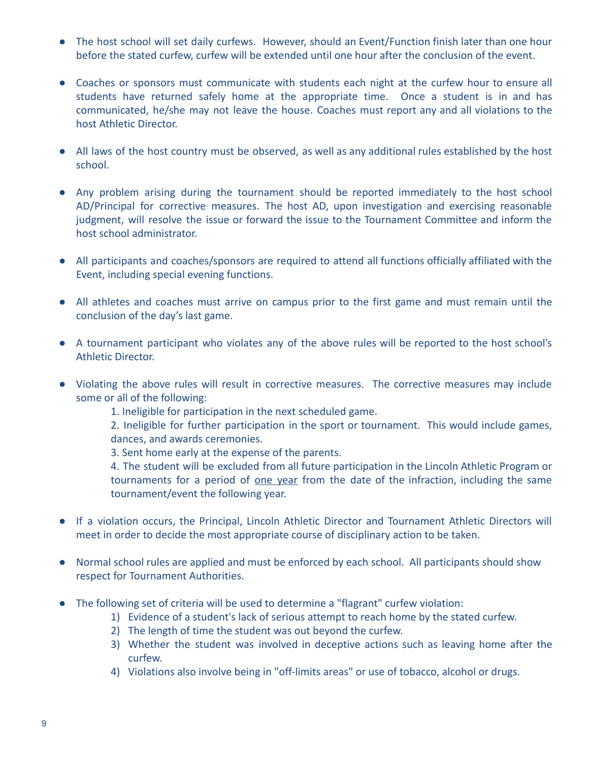- The host school will set daily curfews. However, should an Event/Function finish later than one hour before the stated curfew, curfew will be extended until one hour after the conclusion of the event.

- Coaches or sponsors must communicate with students each night at the curfew hour to ensure all students have returned safely home at the appropriate time. Once a student is in and has communicated, he/she may not leave the house. Coaches must report any and all violations to the host Athletic Director.

- All laws of the host country must be observed, as well as any additional rules established by the host school.

- Any problem arising during the tournament should be reported immediately to the host school AD/Principal for corrective measures. The host AD, upon investigation and exercising reasonable judgment, will resolve the issue or forward the issue to the Tournament Committee and inform the host school administrator.

- All participants and coaches/sponsors are required to attend all functions officially affiliated with the Event, including special evening functions.

- All athletes and coaches must arrive on campus prior to the first game and must remain until the conclusion of the day's last game.

- A tournament participant who violates any of the above rules will be reported to the host school's Athletic Director.

- Violating the above rules will result in corrective measures. The corrective measures may include some or all of the following:
  1. Ineligible for participation in the next scheduled game.
  2. Ineligible for further participation in the sport or tournament. This would include games, dances, and awards ceremonies.
  3. Sent home early at the expense of the parents.
  4. The student will be excluded from all future participation in the Lincoln Athletic Program or tournaments for a period of <u>one year</u> from the date of the infraction, including the same tournament/event the following year.

- If a violation occurs, the Principal, Lincoln Athletic Director and Tournament Athletic Directors will meet in order to decide the most appropriate course of disciplinary action to be taken.

- Normal school rules are applied and must be enforced by each school. All participants should show respect for Tournament Authorities.

- The following set of criteria will be used to determine a "flagrant" curfew violation:
  1) Evidence of a student's lack of serious attempt to reach home by the stated curfew.
  2) The length of time the student was out beyond the curfew.
  3) Whether the student was involved in deceptive actions such as leaving home after the curfew.
  4) Violations also involve being in "off-limits areas" or use of tobacco, alcohol or drugs.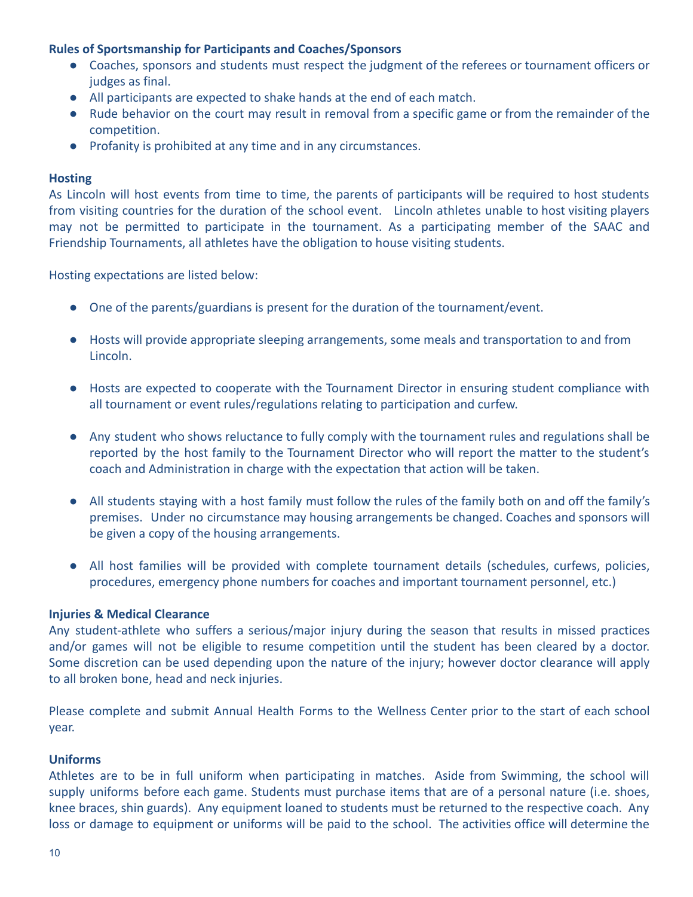**Rules of Sportsmanship for Participants and Coaches/Sponsors**

- Coaches, sponsors and students must respect the judgment of the referees or tournament officers or judges as final.
- All participants are expected to shake hands at the end of each match.
- Rude behavior on the court may result in removal from a specific game or from the remainder of the competition.
- Profanity is prohibited at any time and in any circumstances.

**Hosting**

As Lincoln will host events from time to time, the parents of participants will be required to host students from visiting countries for the duration of the school event. Lincoln athletes unable to host visiting players may not be permitted to participate in the tournament. As a participating member of the SAAC and Friendship Tournaments, all athletes have the obligation to house visiting students.

Hosting expectations are listed below:

- One of the parents/guardians is present for the duration of the tournament/event.
- Hosts will provide appropriate sleeping arrangements, some meals and transportation to and from Lincoln.
- Hosts are expected to cooperate with the Tournament Director in ensuring student compliance with all tournament or event rules/regulations relating to participation and curfew.
- Any student who shows reluctance to fully comply with the tournament rules and regulations shall be reported by the host family to the Tournament Director who will report the matter to the student's coach and Administration in charge with the expectation that action will be taken.
- All students staying with a host family must follow the rules of the family both on and off the family's premises. Under no circumstance may housing arrangements be changed. Coaches and sponsors will be given a copy of the housing arrangements.
- All host families will be provided with complete tournament details (schedules, curfews, policies, procedures, emergency phone numbers for coaches and important tournament personnel, etc.)

**Injuries & Medical Clearance**

Any student-athlete who suffers a serious/major injury during the season that results in missed practices and/or games will not be eligible to resume competition until the student has been cleared by a doctor. Some discretion can be used depending upon the nature of the injury; however doctor clearance will apply to all broken bone, head and neck injuries.

Please complete and submit Annual Health Forms to the Wellness Center prior to the start of each school year.

**Uniforms**

Athletes are to be in full uniform when participating in matches. Aside from Swimming, the school will supply uniforms before each game. Students must purchase items that are of a personal nature (i.e. shoes, knee braces, shin guards). Any equipment loaned to students must be returned to the respective coach. Any loss or damage to equipment or uniforms will be paid to the school. The activities office will determine the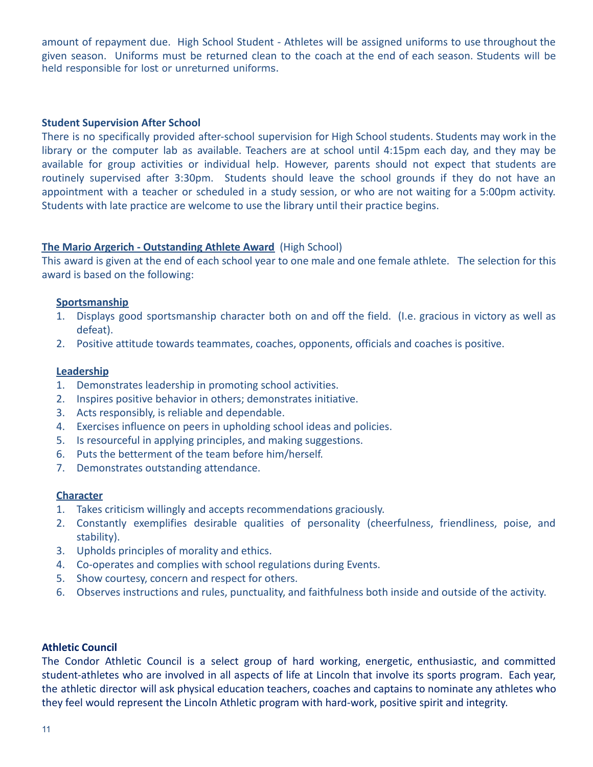amount of repayment due. High School Student - Athletes will be assigned uniforms to use throughout the given season. Uniforms must be returned clean to the coach at the end of each season. Students will be held responsible for lost or unreturned uniforms.

**Student Supervision After School**

There is no specifically provided after-school supervision for High School students. Students may work in the library or the computer lab as available. Teachers are at school until 4:15pm each day, and they may be available for group activities or individual help. However, parents should not expect that students are routinely supervised after 3:30pm. Students should leave the school grounds if they do not have an appointment with a teacher or scheduled in a study session, or who are not waiting for a 5:00pm activity. Students with late practice are welcome to use the library until their practice begins.

**The Mario Argerich - Outstanding Athlete Award** (High School)

This award is given at the end of each school year to one male and one female athlete. The selection for this award is based on the following:

**Sportsmanship**

1. Displays good sportsmanship character both on and off the field. (I.e. gracious in victory as well as defeat).
2. Positive attitude towards teammates, coaches, opponents, officials and coaches is positive.

**Leadership**

1. Demonstrates leadership in promoting school activities.
2. Inspires positive behavior in others; demonstrates initiative.
3. Acts responsibly, is reliable and dependable.
4. Exercises influence on peers in upholding school ideas and policies.
5. Is resourceful in applying principles, and making suggestions.
6. Puts the betterment of the team before him/herself.
7. Demonstrates outstanding attendance.

**Character**

1. Takes criticism willingly and accepts recommendations graciously.
2. Constantly exemplifies desirable qualities of personality (cheerfulness, friendliness, poise, and stability).
3. Upholds principles of morality and ethics.
4. Co-operates and complies with school regulations during Events.
5. Show courtesy, concern and respect for others.
6. Observes instructions and rules, punctuality, and faithfulness both inside and outside of the activity.

**Athletic Council**

The Condor Athletic Council is a select group of hard working, energetic, enthusiastic, and committed student-athletes who are involved in all aspects of life at Lincoln that involve its sports program. Each year, the athletic director will ask physical education teachers, coaches and captains to nominate any athletes who they feel would represent the Lincoln Athletic program with hard-work, positive spirit and integrity.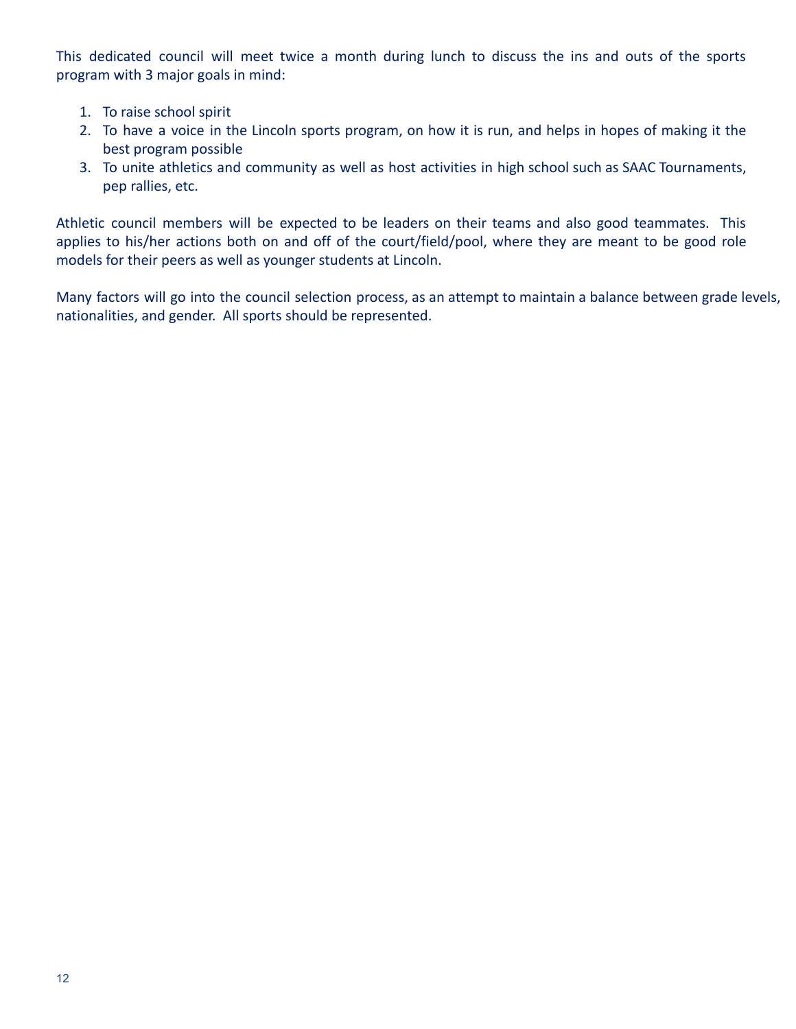This dedicated council will meet twice a month during lunch to discuss the ins and outs of the sports program with 3 major goals in mind:

1. To raise school spirit
2. To have a voice in the Lincoln sports program, on how it is run, and helps in hopes of making it the best program possible
3. To unite athletics and community as well as host activities in high school such as SAAC Tournaments, pep rallies, etc.

Athletic council members will be expected to be leaders on their teams and also good teammates. This applies to his/her actions both on and off of the court/field/pool, where they are meant to be good role models for their peers as well as younger students at Lincoln.

Many factors will go into the council selection process, as an attempt to maintain a balance between grade levels, nationalities, and gender. All sports should be represented.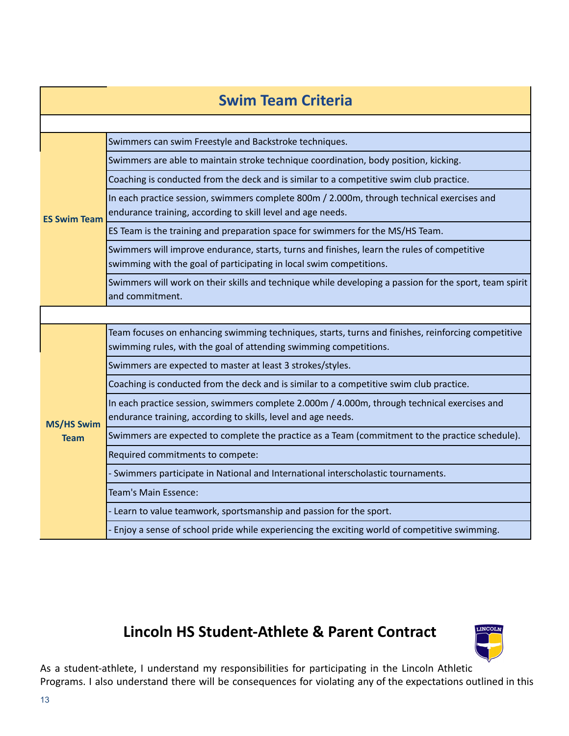## Swim Team Criteria

| Team | Criteria |
|---|---|
| ES Swim Team | Swimmers can swim Freestyle and Backstroke techniques. |
| | Swimmers are able to maintain stroke technique coordination, body position, kicking. |
| | Coaching is conducted from the deck and is similar to a competitive swim club practice. |
| | In each practice session, swimmers complete 800m / 2.000m, through technical exercises and endurance training, according to skill level and age needs. |
| | ES Team is the training and preparation space for swimmers for the MS/HS Team. |
| | Swimmers will improve endurance, starts, turns and finishes, learn the rules of competitive swimming with the goal of participating in local swim competitions. |
| | Swimmers will work on their skills and technique while developing a passion for the sport, team spirit and commitment. |
| MS/HS Swim Team | Team focuses on enhancing swimming techniques, starts, turns and finishes, reinforcing competitive swimming rules, with the goal of attending swimming competitions. |
| | Swimmers are expected to master at least 3 strokes/styles. |
| | Coaching is conducted from the deck and is similar to a competitive swim club practice. |
| | In each practice session, swimmers complete 2.000m / 4.000m, through technical exercises and endurance training, according to skills, level and age needs. |
| | Swimmers are expected to complete the practice as a Team (commitment to the practice schedule). |
| | Required commitments to compete: |
| | - Swimmers participate in National and International interscholastic tournaments. |
| | Team's Main Essence: |
| | - Learn to value teamwork, sportsmanship and passion for the sport. |
| | - Enjoy a sense of school pride while experiencing the exciting world of competitive swimming. |

## Lincoln HS Student-Athlete & Parent Contract

As a student-athlete, I understand my responsibilities for participating in the Lincoln Athletic Programs. I also understand there will be consequences for violating any of the expectations outlined in this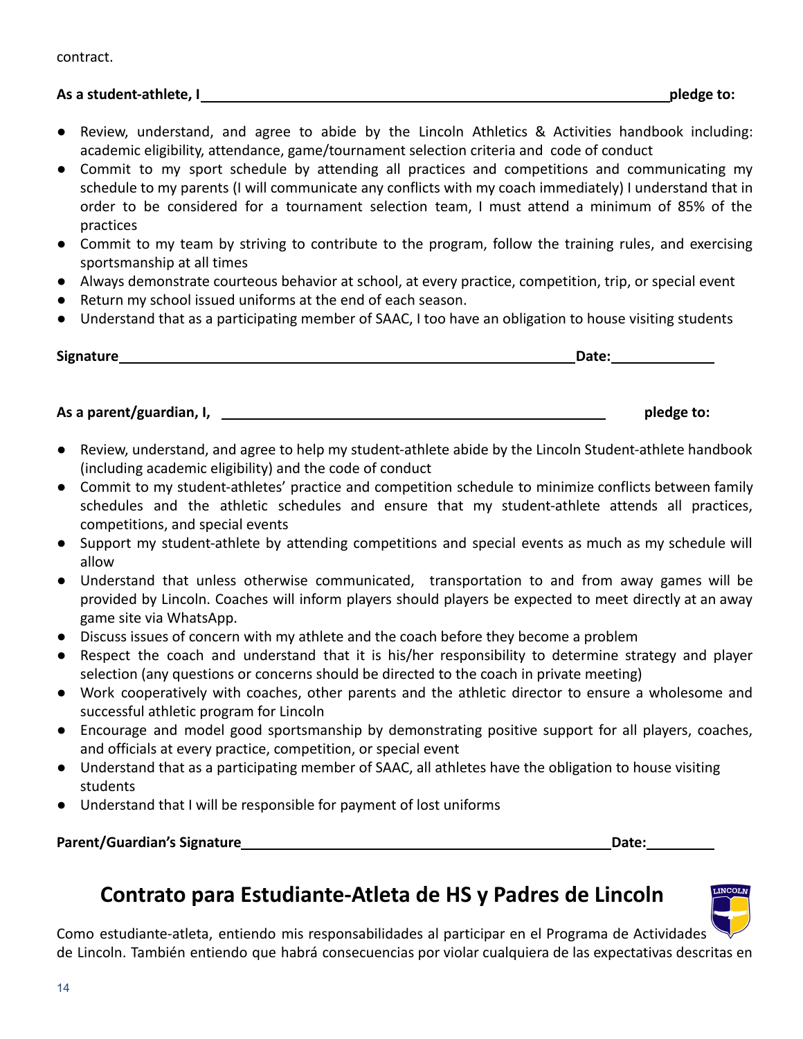contract.

**As a student-athlete, I \_\_\_\_\_\_\_\_\_\_\_\_\_\_\_\_\_\_\_\_\_\_\_\_\_\_\_\_\_\_\_\_\_\_\_\_\_\_\_\_\_\_\_\_\_\_\_\_\_\_\_\_\_\_\_\_\_\_\_\_ pledge to:**

- Review, understand, and agree to abide by the Lincoln Athletics & Activities handbook including: academic eligibility, attendance, game/tournament selection criteria and code of conduct
- Commit to my sport schedule by attending all practices and competitions and communicating my schedule to my parents (I will communicate any conflicts with my coach immediately) I understand that in order to be considered for a tournament selection team, I must attend a minimum of 85% of the practices
- Commit to my team by striving to contribute to the program, follow the training rules, and exercising sportsmanship at all times
- Always demonstrate courteous behavior at school, at every practice, competition, trip, or special event
- Return my school issued uniforms at the end of each season.
- Understand that as a participating member of SAAC, I too have an obligation to house visiting students

**Signature**\_\_\_\_\_\_\_\_\_\_\_\_\_\_\_\_\_\_\_\_\_\_\_\_\_\_\_\_\_\_\_\_\_\_\_\_\_\_\_\_\_\_\_\_\_\_\_\_\_\_\_\_\_\_\_\_\_\_ **Date:**\_\_\_\_\_\_\_\_\_\_\_\_

**As a parent/guardian, I,** \_\_\_\_\_\_\_\_\_\_\_\_\_\_\_\_\_\_\_\_\_\_\_\_\_\_\_\_\_\_\_\_\_\_\_\_\_\_\_\_\_\_\_\_\_\_\_\_\_\_ **pledge to:**

- Review, understand, and agree to help my student-athlete abide by the Lincoln Student-athlete handbook (including academic eligibility) and the code of conduct
- Commit to my student-athletes' practice and competition schedule to minimize conflicts between family schedules and the athletic schedules and ensure that my student-athlete attends all practices, competitions, and special events
- Support my student-athlete by attending competitions and special events as much as my schedule will allow
- Understand that unless otherwise communicated, transportation to and from away games will be provided by Lincoln. Coaches will inform players should players be expected to meet directly at an away game site via WhatsApp.
- Discuss issues of concern with my athlete and the coach before they become a problem
- Respect the coach and understand that it is his/her responsibility to determine strategy and player selection (any questions or concerns should be directed to the coach in private meeting)
- Work cooperatively with coaches, other parents and the athletic director to ensure a wholesome and successful athletic program for Lincoln
- Encourage and model good sportsmanship by demonstrating positive support for all players, coaches, and officials at every practice, competition, or special event
- Understand that as a participating member of SAAC, all athletes have the obligation to house visiting students
- Understand that I will be responsible for payment of lost uniforms

**Parent/Guardian's Signature**\_\_\_\_\_\_\_\_\_\_\_\_\_\_\_\_\_\_\_\_\_\_\_\_\_\_\_\_\_\_\_\_\_\_\_\_\_\_\_\_\_\_\_\_\_\_\_\_ **Date:**\_\_\_\_\_\_\_\_\_

## Contrato para Estudiante-Atleta de HS y Padres de Lincoln

Como estudiante-atleta, entiendo mis responsabilidades al participar en el Programa de Actividades de Lincoln. También entiendo que habrá consecuencias por violar cualquiera de las expectativas descritas en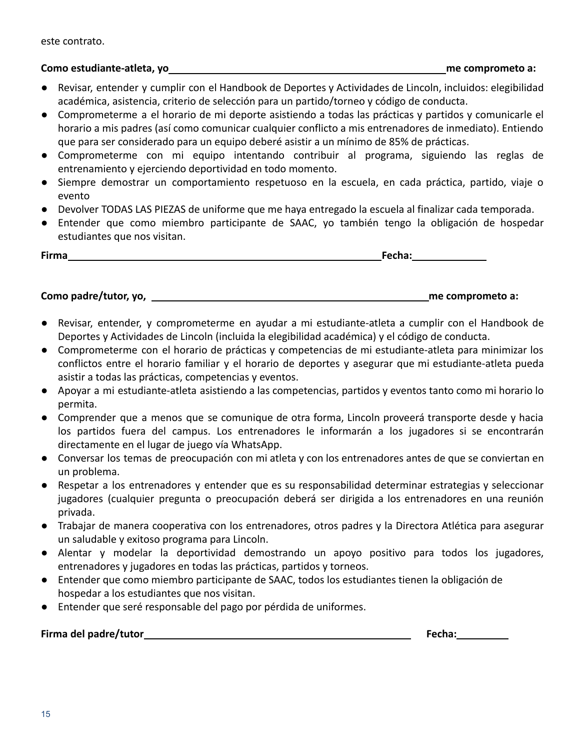este contrato.

**Como estudiante-atleta, yo____________________________________________________me comprometo a:**

- Revisar, entender y cumplir con el Handbook de Deportes y Actividades de Lincoln, incluidos: elegibilidad académica, asistencia, criterio de selección para un partido/torneo y código de conducta.
- Comprometerme a el horario de mi deporte asistiendo a todas las prácticas y partidos y comunicarle el horario a mis padres (así como comunicar cualquier conflicto a mis entrenadores de inmediato). Entiendo que para ser considerado para un equipo deberé asistir a un mínimo de 85% de prácticas.
- Comprometerme con mi equipo intentando contribuir al programa, siguiendo las reglas de entrenamiento y ejerciendo deportividad en todo momento.
- Siempre demostrar un comportamiento respetuoso en la escuela, en cada práctica, partido, viaje o evento
- Devolver TODAS LAS PIEZAS de uniforme que me haya entregado la escuela al finalizar cada temporada.
- Entender que como miembro participante de SAAC, yo también tengo la obligación de hospedar estudiantes que nos visitan.

**Firma**__________________________________________________________**Fecha:**_____________

**Como padre/tutor, yo,** _________________________________________________**me comprometo a:**

- Revisar, entender, y comprometerme en ayudar a mi estudiante-atleta a cumplir con el Handbook de Deportes y Actividades de Lincoln (incluida la elegibilidad académica) y el código de conducta.
- Comprometerme con el horario de prácticas y competencias de mi estudiante-atleta para minimizar los conflictos entre el horario familiar y el horario de deportes y asegurar que mi estudiante-atleta pueda asistir a todas las prácticas, competencias y eventos.
- Apoyar a mi estudiante-atleta asistiendo a las competencias, partidos y eventos tanto como mi horario lo permita.
- Comprender que a menos que se comunique de otra forma, Lincoln proveerá transporte desde y hacia los partidos fuera del campus. Los entrenadores le informarán a los jugadores si se encontrarán directamente en el lugar de juego vía WhatsApp.
- Conversar los temas de preocupación con mi atleta y con los entrenadores antes de que se conviertan en un problema.
- Respetar a los entrenadores y entender que es su responsabilidad determinar estrategias y seleccionar jugadores (cualquier pregunta o preocupación deberá ser dirigida a los entrenadores en una reunión privada.
- Trabajar de manera cooperativa con los entrenadores, otros padres y la Directora Atlética para asegurar un saludable y exitoso programa para Lincoln.
- Alentar y modelar la deportividad demostrando un apoyo positivo para todos los jugadores, entrenadores y jugadores en todas las prácticas, partidos y torneos.
- Entender que como miembro participante de SAAC, todos los estudiantes tienen la obligación de hospedar a los estudiantes que nos visitan.
- Entender que seré responsable del pago por pérdida de uniformes.

**Firma del padre/tutor**________________________________________________ **Fecha:**_________